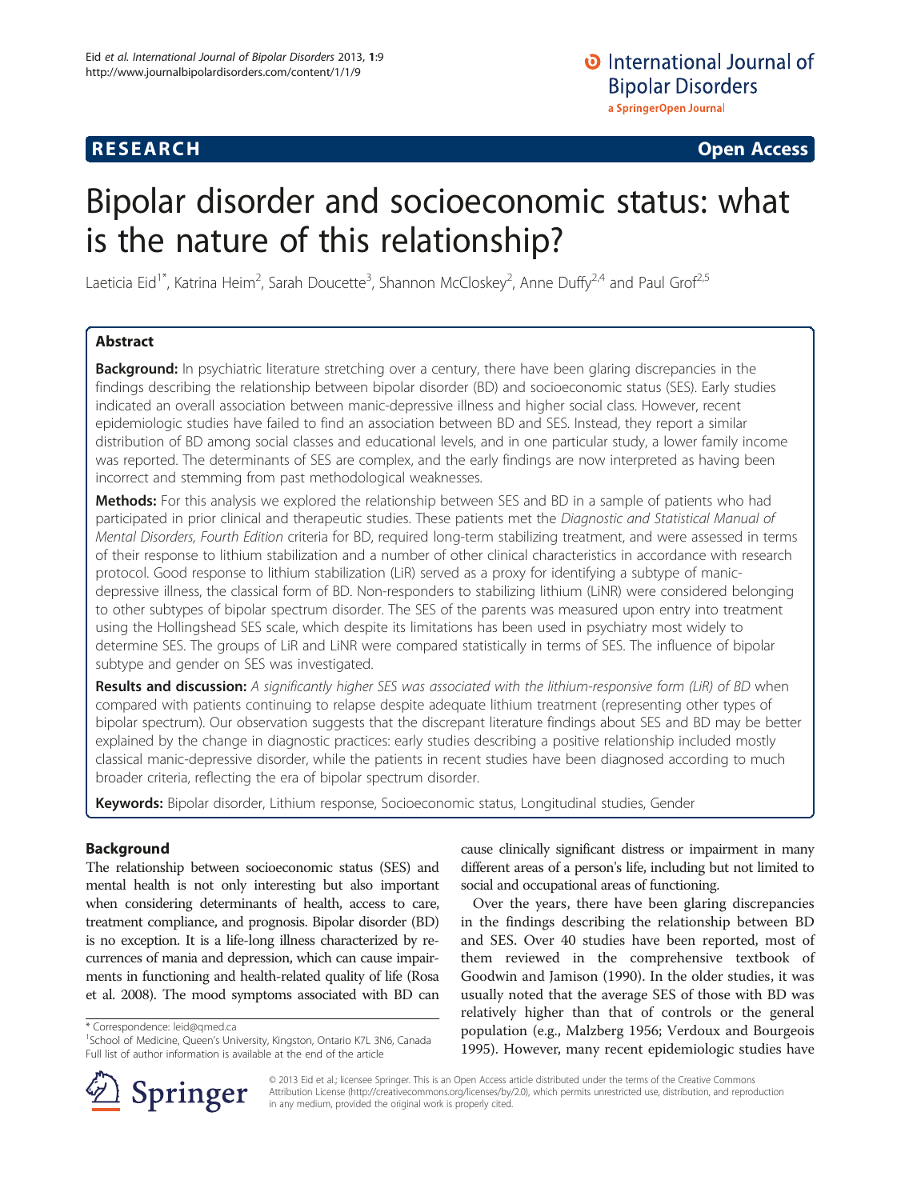RESEARCH Open Access

# Bipolar disorder and socioeconomic status: what is the nature of this relationship?

Laeticia Eid[1*], Katrina Heim[2], Sarah Doucette[3], Shannon McCloskey[2], Anne Duffy[2,4] and Paul Grof[2,5]

## Abstract

**Background:** In psychiatric literature stretching over a century, there have been glaring discrepancies in the findings describing the relationship between bipolar disorder (BD) and socioeconomic status (SES). Early studies indicated an overall association between manic-depressive illness and higher social class. However, recent epidemiologic studies have failed to find an association between BD and SES. Instead, they report a similar distribution of BD among social classes and educational levels, and in one particular study, a lower family income was reported. The determinants of SES are complex, and the early findings are now interpreted as having been incorrect and stemming from past methodological weaknesses.

**Methods:** For this analysis we explored the relationship between SES and BD in a sample of patients who had participated in prior clinical and therapeutic studies. These patients met the *Diagnostic and Statistical Manual of Mental Disorders, Fourth Edition* criteria for BD, required long-term stabilizing treatment, and were assessed in terms of their response to lithium stabilization and a number of other clinical characteristics in accordance with research protocol. Good response to lithium stabilization (LiR) served as a proxy for identifying a subtype of manic-depressive illness, the classical form of BD. Non-responders to stabilizing lithium (LiNR) were considered belonging to other subtypes of bipolar spectrum disorder. The SES of the parents was measured upon entry into treatment using the Hollingshead SES scale, which despite its limitations has been used in psychiatry most widely to determine SES. The groups of LiR and LiNR were compared statistically in terms of SES. The influence of bipolar subtype and gender on SES was investigated.

**Results and discussion:** *A significantly higher SES was associated with the lithium-responsive form (LiR) of BD* when compared with patients continuing to relapse despite adequate lithium treatment (representing other types of bipolar spectrum). Our observation suggests that the discrepant literature findings about SES and BD may be better explained by the change in diagnostic practices: early studies describing a positive relationship included mostly classical manic-depressive disorder, while the patients in recent studies have been diagnosed according to much broader criteria, reflecting the era of bipolar spectrum disorder.

**Keywords:** Bipolar disorder, Lithium response, Socioeconomic status, Longitudinal studies, Gender

## Background

The relationship between socioeconomic status (SES) and mental health is not only interesting but also important when considering determinants of health, access to care, treatment compliance, and prognosis. Bipolar disorder (BD) is no exception. It is a life-long illness characterized by recurrences of mania and depression, which can cause impairments in functioning and health-related quality of life (Rosa et al. 2008). The mood symptoms associated with BD can cause clinically significant distress or impairment in many different areas of a person's life, including but not limited to social and occupational areas of functioning.

Over the years, there have been glaring discrepancies in the findings describing the relationship between BD and SES. Over 40 studies have been reported, most of them reviewed in the comprehensive textbook of Goodwin and Jamison (1990). In the older studies, it was usually noted that the average SES of those with BD was relatively higher than that of controls or the general population (e.g., Malzberg 1956; Verdoux and Bourgeois 1995). However, many recent epidemiologic studies have

\* Correspondence: leid@qmed.ca
[1]School of Medicine, Queen's University, Kingston, Ontario K7L 3N6, Canada
Full list of author information is available at the end of the article

© 2013 Eid et al.; licensee Springer. This is an Open Access article distributed under the terms of the Creative Commons Attribution License (http://creativecommons.org/licenses/by/2.0), which permits unrestricted use, distribution, and reproduction in any medium, provided the original work is properly cited.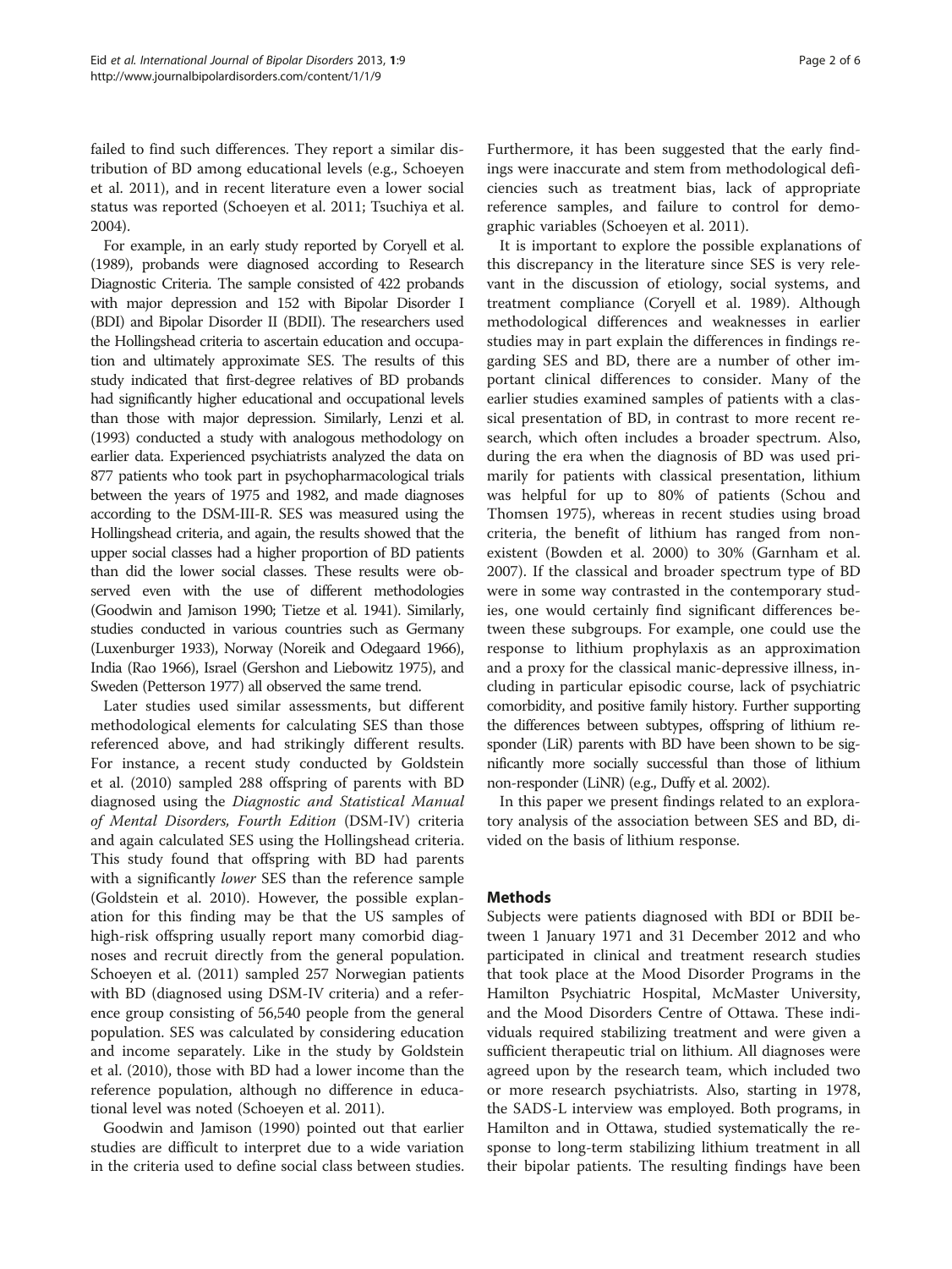failed to find such differences. They report a similar distribution of BD among educational levels (e.g., Schoeyen et al. 2011), and in recent literature even a lower social status was reported (Schoeyen et al. 2011; Tsuchiya et al. 2004).

For example, in an early study reported by Coryell et al. (1989), probands were diagnosed according to Research Diagnostic Criteria. The sample consisted of 422 probands with major depression and 152 with Bipolar Disorder I (BDI) and Bipolar Disorder II (BDII). The researchers used the Hollingshead criteria to ascertain education and occupation and ultimately approximate SES. The results of this study indicated that first-degree relatives of BD probands had significantly higher educational and occupational levels than those with major depression. Similarly, Lenzi et al. (1993) conducted a study with analogous methodology on earlier data. Experienced psychiatrists analyzed the data on 877 patients who took part in psychopharmacological trials between the years of 1975 and 1982, and made diagnoses according to the DSM-III-R. SES was measured using the Hollingshead criteria, and again, the results showed that the upper social classes had a higher proportion of BD patients than did the lower social classes. These results were observed even with the use of different methodologies (Goodwin and Jamison 1990; Tietze et al. 1941). Similarly, studies conducted in various countries such as Germany (Luxenburger 1933), Norway (Noreik and Odegaard 1966), India (Rao 1966), Israel (Gershon and Liebowitz 1975), and Sweden (Petterson 1977) all observed the same trend.

Later studies used similar assessments, but different methodological elements for calculating SES than those referenced above, and had strikingly different results. For instance, a recent study conducted by Goldstein et al. (2010) sampled 288 offspring of parents with BD diagnosed using the *Diagnostic and Statistical Manual of Mental Disorders, Fourth Edition* (DSM-IV) criteria and again calculated SES using the Hollingshead criteria. This study found that offspring with BD had parents with a significantly *lower* SES than the reference sample (Goldstein et al. 2010). However, the possible explanation for this finding may be that the US samples of high-risk offspring usually report many comorbid diagnoses and recruit directly from the general population. Schoeyen et al. (2011) sampled 257 Norwegian patients with BD (diagnosed using DSM-IV criteria) and a reference group consisting of 56,540 people from the general population. SES was calculated by considering education and income separately. Like in the study by Goldstein et al. (2010), those with BD had a lower income than the reference population, although no difference in educational level was noted (Schoeyen et al. 2011).

Goodwin and Jamison (1990) pointed out that earlier studies are difficult to interpret due to a wide variation in the criteria used to define social class between studies. Furthermore, it has been suggested that the early findings were inaccurate and stem from methodological deficiencies such as treatment bias, lack of appropriate reference samples, and failure to control for demographic variables (Schoeyen et al. 2011).

It is important to explore the possible explanations of this discrepancy in the literature since SES is very relevant in the discussion of etiology, social systems, and treatment compliance (Coryell et al. 1989). Although methodological differences and weaknesses in earlier studies may in part explain the differences in findings regarding SES and BD, there are a number of other important clinical differences to consider. Many of the earlier studies examined samples of patients with a classical presentation of BD, in contrast to more recent research, which often includes a broader spectrum. Also, during the era when the diagnosis of BD was used primarily for patients with classical presentation, lithium was helpful for up to 80% of patients (Schou and Thomsen 1975), whereas in recent studies using broad criteria, the benefit of lithium has ranged from nonexistent (Bowden et al. 2000) to 30% (Garnham et al. 2007). If the classical and broader spectrum type of BD were in some way contrasted in the contemporary studies, one would certainly find significant differences between these subgroups. For example, one could use the response to lithium prophylaxis as an approximation and a proxy for the classical manic-depressive illness, including in particular episodic course, lack of psychiatric comorbidity, and positive family history. Further supporting the differences between subtypes, offspring of lithium responder (LiR) parents with BD have been shown to be significantly more socially successful than those of lithium non-responder (LiNR) (e.g., Duffy et al. 2002).

In this paper we present findings related to an exploratory analysis of the association between SES and BD, divided on the basis of lithium response.

## Methods

Subjects were patients diagnosed with BDI or BDII between 1 January 1971 and 31 December 2012 and who participated in clinical and treatment research studies that took place at the Mood Disorder Programs in the Hamilton Psychiatric Hospital, McMaster University, and the Mood Disorders Centre of Ottawa. These individuals required stabilizing treatment and were given a sufficient therapeutic trial on lithium. All diagnoses were agreed upon by the research team, which included two or more research psychiatrists. Also, starting in 1978, the SADS-L interview was employed. Both programs, in Hamilton and in Ottawa, studied systematically the response to long-term stabilizing lithium treatment in all their bipolar patients. The resulting findings have been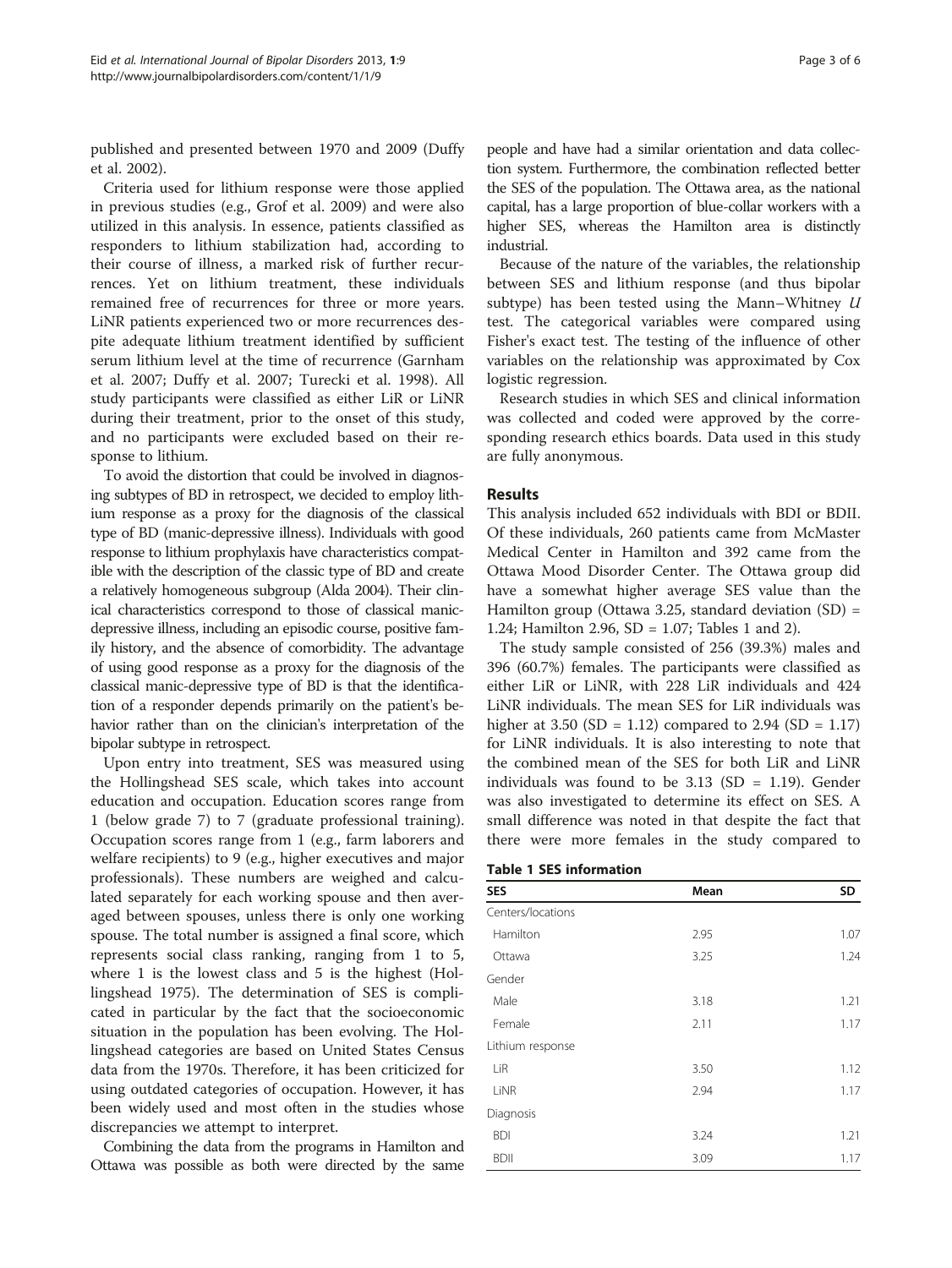published and presented between 1970 and 2009 (Duffy et al. 2002).

Criteria used for lithium response were those applied in previous studies (e.g., Grof et al. 2009) and were also utilized in this analysis. In essence, patients classified as responders to lithium stabilization had, according to their course of illness, a marked risk of further recurrences. Yet on lithium treatment, these individuals remained free of recurrences for three or more years. LiNR patients experienced two or more recurrences despite adequate lithium treatment identified by sufficient serum lithium level at the time of recurrence (Garnham et al. 2007; Duffy et al. 2007; Turecki et al. 1998). All study participants were classified as either LiR or LiNR during their treatment, prior to the onset of this study, and no participants were excluded based on their response to lithium.

To avoid the distortion that could be involved in diagnosing subtypes of BD in retrospect, we decided to employ lithium response as a proxy for the diagnosis of the classical type of BD (manic-depressive illness). Individuals with good response to lithium prophylaxis have characteristics compatible with the description of the classic type of BD and create a relatively homogeneous subgroup (Alda 2004). Their clinical characteristics correspond to those of classical manic-depressive illness, including an episodic course, positive family history, and the absence of comorbidity. The advantage of using good response as a proxy for the diagnosis of the classical manic-depressive type of BD is that the identification of a responder depends primarily on the patient's behavior rather than on the clinician's interpretation of the bipolar subtype in retrospect.

Upon entry into treatment, SES was measured using the Hollingshead SES scale, which takes into account education and occupation. Education scores range from 1 (below grade 7) to 7 (graduate professional training). Occupation scores range from 1 (e.g., farm laborers and welfare recipients) to 9 (e.g., higher executives and major professionals). These numbers are weighed and calculated separately for each working spouse and then averaged between spouses, unless there is only one working spouse. The total number is assigned a final score, which represents social class ranking, ranging from 1 to 5, where 1 is the lowest class and 5 is the highest (Hollingshead 1975). The determination of SES is complicated in particular by the fact that the socioeconomic situation in the population has been evolving. The Hollingshead categories are based on United States Census data from the 1970s. Therefore, it has been criticized for using outdated categories of occupation. However, it has been widely used and most often in the studies whose discrepancies we attempt to interpret.

Combining the data from the programs in Hamilton and Ottawa was possible as both were directed by the same people and have had a similar orientation and data collection system. Furthermore, the combination reflected better the SES of the population. The Ottawa area, as the national capital, has a large proportion of blue-collar workers with a higher SES, whereas the Hamilton area is distinctly industrial.

Because of the nature of the variables, the relationship between SES and lithium response (and thus bipolar subtype) has been tested using the Mann–Whitney *U* test. The categorical variables were compared using Fisher's exact test. The testing of the influence of other variables on the relationship was approximated by Cox logistic regression.

Research studies in which SES and clinical information was collected and coded were approved by the corresponding research ethics boards. Data used in this study are fully anonymous.

## Results

This analysis included 652 individuals with BDI or BDII. Of these individuals, 260 patients came from McMaster Medical Center in Hamilton and 392 came from the Ottawa Mood Disorder Center. The Ottawa group did have a somewhat higher average SES value than the Hamilton group (Ottawa 3.25, standard deviation (SD) = 1.24; Hamilton 2.96, SD = 1.07; Tables 1 and 2).

The study sample consisted of 256 (39.3%) males and 396 (60.7%) females. The participants were classified as either LiR or LiNR, with 228 LiR individuals and 424 LiNR individuals. The mean SES for LiR individuals was higher at 3.50 (SD = 1.12) compared to 2.94 (SD = 1.17) for LiNR individuals. It is also interesting to note that the combined mean of the SES for both LiR and LiNR individuals was found to be 3.13 (SD = 1.19). Gender was also investigated to determine its effect on SES. A small difference was noted in that despite the fact that there were more females in the study compared to

**Table 1 SES information**

| SES | Mean | SD |
|---|---|---|
| Centers/locations | | |
| Hamilton | 2.95 | 1.07 |
| Ottawa | 3.25 | 1.24 |
| Gender | | |
| Male | 3.18 | 1.21 |
| Female | 2.11 | 1.17 |
| Lithium response | | |
| LiR | 3.50 | 1.12 |
| LiNR | 2.94 | 1.17 |
| Diagnosis | | |
| BDI | 3.24 | 1.21 |
| BDII | 3.09 | 1.17 |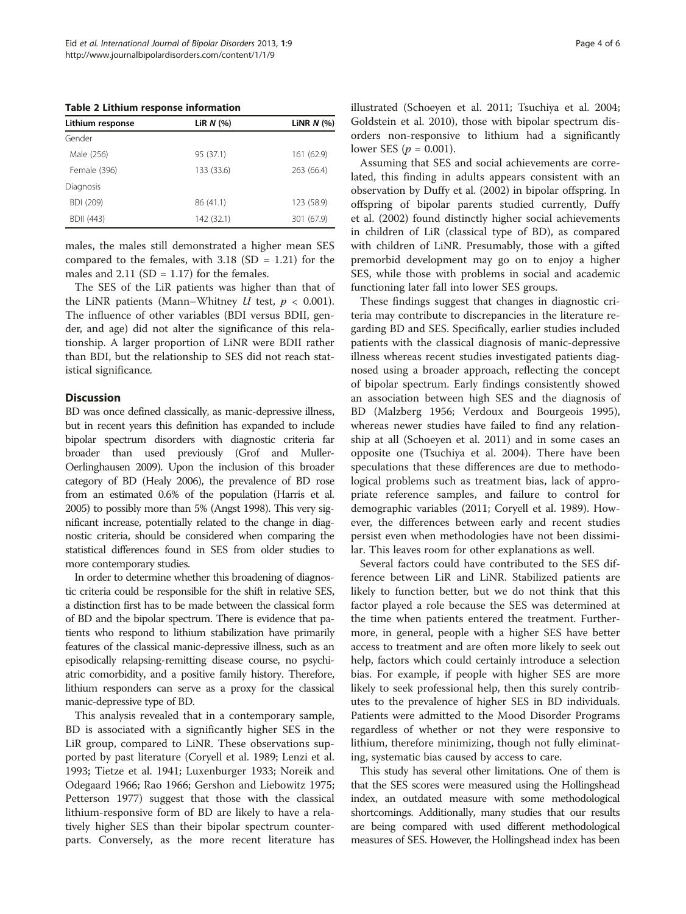**Table 2 Lithium response information**

| Lithium response | LiR *N* (%) | LiNR *N* (%) |
|---|---|---|
| Gender | | |
| Male (256) | 95 (37.1) | 161 (62.9) |
| Female (396) | 133 (33.6) | 263 (66.4) |
| Diagnosis | | |
| BDI (209) | 86 (41.1) | 123 (58.9) |
| BDII (443) | 142 (32.1) | 301 (67.9) |

males, the males still demonstrated a higher mean SES compared to the females, with 3.18 (SD = 1.21) for the males and 2.11 (SD = 1.17) for the females.

The SES of the LiR patients was higher than that of the LiNR patients (Mann–Whitney $U$ test, $p < 0.001$). The influence of other variables (BDI versus BDII, gender, and age) did not alter the significance of this relationship. A larger proportion of LiNR were BDII rather than BDI, but the relationship to SES did not reach statistical significance.

## Discussion

BD was once defined classically, as manic-depressive illness, but in recent years this definition has expanded to include bipolar spectrum disorders with diagnostic criteria far broader than used previously (Grof and Muller-Oerlinghausen 2009). Upon the inclusion of this broader category of BD (Healy 2006), the prevalence of BD rose from an estimated 0.6% of the population (Harris et al. 2005) to possibly more than 5% (Angst 1998). This very significant increase, potentially related to the change in diagnostic criteria, should be considered when comparing the statistical differences found in SES from older studies to more contemporary studies.

In order to determine whether this broadening of diagnostic criteria could be responsible for the shift in relative SES, a distinction first has to be made between the classical form of BD and the bipolar spectrum. There is evidence that patients who respond to lithium stabilization have primarily features of the classical manic-depressive illness, such as an episodically relapsing-remitting disease course, no psychiatric comorbidity, and a positive family history. Therefore, lithium responders can serve as a proxy for the classical manic-depressive type of BD.

This analysis revealed that in a contemporary sample, BD is associated with a significantly higher SES in the LiR group, compared to LiNR. These observations supported by past literature (Coryell et al. 1989; Lenzi et al. 1993; Tietze et al. 1941; Luxenburger 1933; Noreik and Odegaard 1966; Rao 1966; Gershon and Liebowitz 1975; Petterson 1977) suggest that those with the classical lithium-responsive form of BD are likely to have a relatively higher SES than their bipolar spectrum counterparts. Conversely, as the more recent literature has illustrated (Schoeyen et al. 2011; Tsuchiya et al. 2004; Goldstein et al. 2010), those with bipolar spectrum disorders non-responsive to lithium had a significantly lower SES ($p = 0.001$).

Assuming that SES and social achievements are correlated, this finding in adults appears consistent with an observation by Duffy et al. (2002) in bipolar offspring. In offspring of bipolar parents studied currently, Duffy et al. (2002) found distinctly higher social achievements in children of LiR (classical type of BD), as compared with children of LiNR. Presumably, those with a gifted premorbid development may go on to enjoy a higher SES, while those with problems in social and academic functioning later fall into lower SES groups.

These findings suggest that changes in diagnostic criteria may contribute to discrepancies in the literature regarding BD and SES. Specifically, earlier studies included patients with the classical diagnosis of manic-depressive illness whereas recent studies investigated patients diagnosed using a broader approach, reflecting the concept of bipolar spectrum. Early findings consistently showed an association between high SES and the diagnosis of BD (Malzberg 1956; Verdoux and Bourgeois 1995), whereas newer studies have failed to find any relationship at all (Schoeyen et al. 2011) and in some cases an opposite one (Tsuchiya et al. 2004). There have been speculations that these differences are due to methodological problems such as treatment bias, lack of appropriate reference samples, and failure to control for demographic variables (2011; Coryell et al. 1989). However, the differences between early and recent studies persist even when methodologies have not been dissimilar. This leaves room for other explanations as well.

Several factors could have contributed to the SES difference between LiR and LiNR. Stabilized patients are likely to function better, but we do not think that this factor played a role because the SES was determined at the time when patients entered the treatment. Furthermore, in general, people with a higher SES have better access to treatment and are often more likely to seek out help, factors which could certainly introduce a selection bias. For example, if people with higher SES are more likely to seek professional help, then this surely contributes to the prevalence of higher SES in BD individuals. Patients were admitted to the Mood Disorder Programs regardless of whether or not they were responsive to lithium, therefore minimizing, though not fully eliminating, systematic bias caused by access to care.

This study has several other limitations. One of them is that the SES scores were measured using the Hollingshead index, an outdated measure with some methodological shortcomings. Additionally, many studies that our results are being compared with used different methodological measures of SES. However, the Hollingshead index has been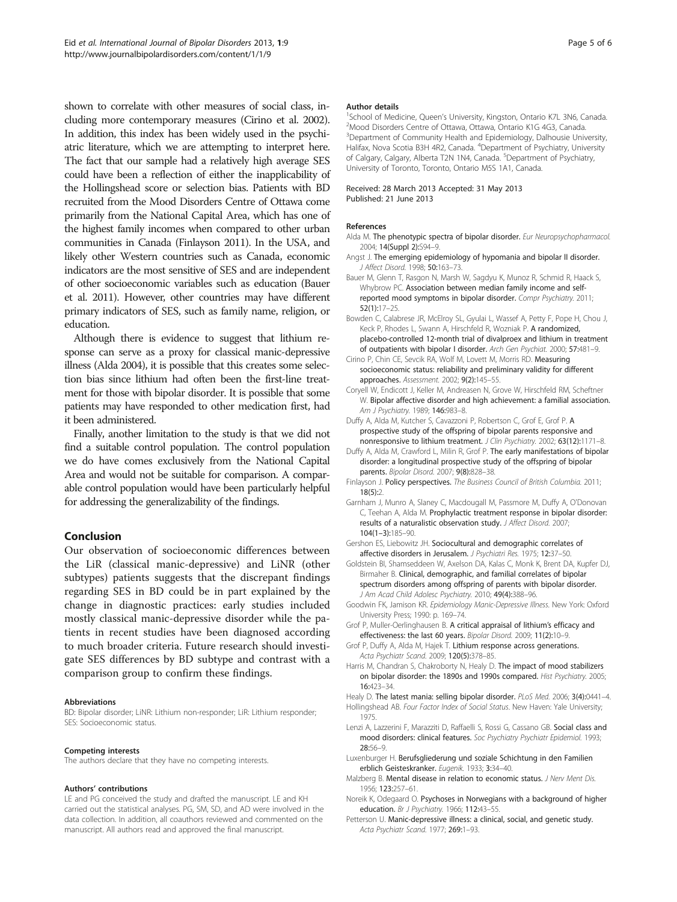shown to correlate with other measures of social class, including more contemporary measures (Cirino et al. 2002). In addition, this index has been widely used in the psychiatric literature, which we are attempting to interpret here. The fact that our sample had a relatively high average SES could have been a reflection of either the inapplicability of the Hollingshead score or selection bias. Patients with BD recruited from the Mood Disorders Centre of Ottawa come primarily from the National Capital Area, which has one of the highest family incomes when compared to other urban communities in Canada (Finlayson 2011). In the USA, and likely other Western countries such as Canada, economic indicators are the most sensitive of SES and are independent of other socioeconomic variables such as education (Bauer et al. 2011). However, other countries may have different primary indicators of SES, such as family name, religion, or education.

Although there is evidence to suggest that lithium response can serve as a proxy for classical manic-depressive illness (Alda 2004), it is possible that this creates some selection bias since lithium had often been the first-line treatment for those with bipolar disorder. It is possible that some patients may have responded to other medication first, had it been administered.

Finally, another limitation to the study is that we did not find a suitable control population. The control population we do have comes exclusively from the National Capital Area and would not be suitable for comparison. A comparable control population would have been particularly helpful for addressing the generalizability of the findings.

## Conclusion

Our observation of socioeconomic differences between the LiR (classical manic-depressive) and LiNR (other subtypes) patients suggests that the discrepant findings regarding SES in BD could be in part explained by the change in diagnostic practices: early studies included mostly classical manic-depressive disorder while the patients in recent studies have been diagnosed according to much broader criteria. Future research should investigate SES differences by BD subtype and contrast with a comparison group to confirm these findings.

#### Abbreviations

BD: Bipolar disorder; LiNR: Lithium non-responder; LiR: Lithium responder; SES: Socioeconomic status.

#### Competing interests

The authors declare that they have no competing interests.

#### Authors' contributions

LE and PG conceived the study and drafted the manuscript. LE and KH carried out the statistical analyses. PG, SM, SD, and AD were involved in the data collection. In addition, all coauthors reviewed and commented on the manuscript. All authors read and approved the final manuscript.

#### Author details

[1]School of Medicine, Queen's University, Kingston, Ontario K7L 3N6, Canada. [2]Mood Disorders Centre of Ottawa, Ottawa, Ontario K1G 4G3, Canada. [3]Department of Community Health and Epidemiology, Dalhousie University, Halifax, Nova Scotia B3H 4R2, Canada. [4]Department of Psychiatry, University of Calgary, Calgary, Alberta T2N 1N4, Canada. [5]Department of Psychiatry, University of Toronto, Toronto, Ontario M5S 1A1, Canada.

Received: 28 March 2013 Accepted: 31 May 2013
Published: 21 June 2013

#### References

Alda M. The phenotypic spectra of bipolar disorder. *Eur Neuropsychopharmacol.* 2004; **14(Suppl 2)**:S94–9.

Angst J. The emerging epidemiology of hypomania and bipolar II disorder. *J Affect Disord.* 1998; **50**:163–73.

Bauer M, Glenn T, Rasgon N, Marsh W, Sagdyu K, Munoz R, Schmid R, Haack S, Whybrow PC. Association between median family income and self-reported mood symptoms in bipolar disorder. *Compr Psychiatry.* 2011; **52(1)**:17–25.

Bowden C, Calabrese JR, McElroy SL, Gyulai L, Wassef A, Petty F, Pope H, Chou J, Keck P, Rhodes L, Swann A, Hirschfeld R, Wozniak P. A randomized, placebo-controlled 12-month trial of divalproex and lithium in treatment of outpatients with bipolar I disorder. *Arch Gen Psychiat.* 2000; **57**:481–9.

Cirino P, Chin CE, Sevcik RA, Wolf M, Lovett M, Morris RD. Measuring socioeconomic status: reliability and preliminary validity for different approaches. *Assessment.* 2002; **9(2)**:145–55.

Coryell W, Endicott J, Keller M, Andreasen N, Grove W, Hirschfeld RM, Scheftner W. Bipolar affective disorder and high achievement: a familial association. *Am J Psychiatry.* 1989; **146**:983–8.

Duffy A, Alda M, Kutcher S, Cavazzoni P, Robertson C, Grof E, Grof P. A prospective study of the offspring of bipolar parents responsive and nonresponsive to lithium treatment. *J Clin Psychiatry.* 2002; **63(12)**:1171–8.

Duffy A, Alda M, Crawford L, Milin R, Grof P. The early manifestations of bipolar disorder: a longitudinal prospective study of the offspring of bipolar parents. *Bipolar Disord.* 2007; **9(8)**:828–38.

Finlayson J. Policy perspectives. *The Business Council of British Columbia.* 2011; **18(5)**:2.

Garnham J, Munro A, Slaney C, Macdougall M, Passmore M, Duffy A, O'Donovan C, Teehan A, Alda M. Prophylactic treatment response in bipolar disorder: results of a naturalistic observation study. *J Affect Disord.* 2007; **104(1–3)**:185–90.

Gershon ES, Liebowitz JH. Sociocultural and demographic correlates of affective disorders in Jerusalem. *J Psychiatri Res.* 1975; **12**:37–50.

Goldstein BI, Shamseddeen W, Axelson DA, Kalas C, Monk K, Brent DA, Kupfer DJ, Birmaher B. Clinical, demographic, and familial correlates of bipolar spectrum disorders among offspring of parents with bipolar disorder. *J Am Acad Child Adolesc Psychiatry.* 2010; **49(4)**:388–96.

Goodwin FK, Jamison KR. *Epidemiology Manic-Depressive Illness.* New York: Oxford University Press; 1990: p. 169–74.

Grof P, Muller-Oerlinghausen B. A critical appraisal of lithium's efficacy and effectiveness: the last 60 years. *Bipolar Disord.* 2009; **11(2)**:10–9.

Grof P, Duffy A, Alda M, Hajek T. Lithium response across generations. *Acta Psychiatr Scand.* 2009; **120(5)**:378–85.

Harris M, Chandran S, Chakroborty N, Healy D. The impact of mood stabilizers on bipolar disorder: the 1890s and 1990s compared. *Hist Psychiatry.* 2005; **16**:423–34.

Healy D. The latest mania: selling bipolar disorder. *PLoS Med.* 2006; **3(4)**:0441–4.

Hollingshead AB. *Four Factor Index of Social Status.* New Haven: Yale University; 1975.

Lenzi A, Lazzerini F, Marazziti D, Raffaelli S, Rossi G, Cassano GB. Social class and mood disorders: clinical features. *Soc Psychiatry Psychiatr Epidemiol.* 1993; **28**:56–9.

Luxenburger H. Berufsgliederung und soziale Schichtung in den Familien erblich Geisteskranker. *Eugenik.* 1933; **3**:34–40.

Malzberg B. Mental disease in relation to economic status. *J Nerv Ment Dis.* 1956; **123**:257–61.

Noreik K, Odegaard O. Psychoses in Norwegians with a background of higher education. *Br J Psychiatry.* 1966; **112**:43–55.

Petterson U. Manic-depressive illness: a clinical, social, and genetic study. *Acta Psychiatr Scand.* 1977; **269**:1–93.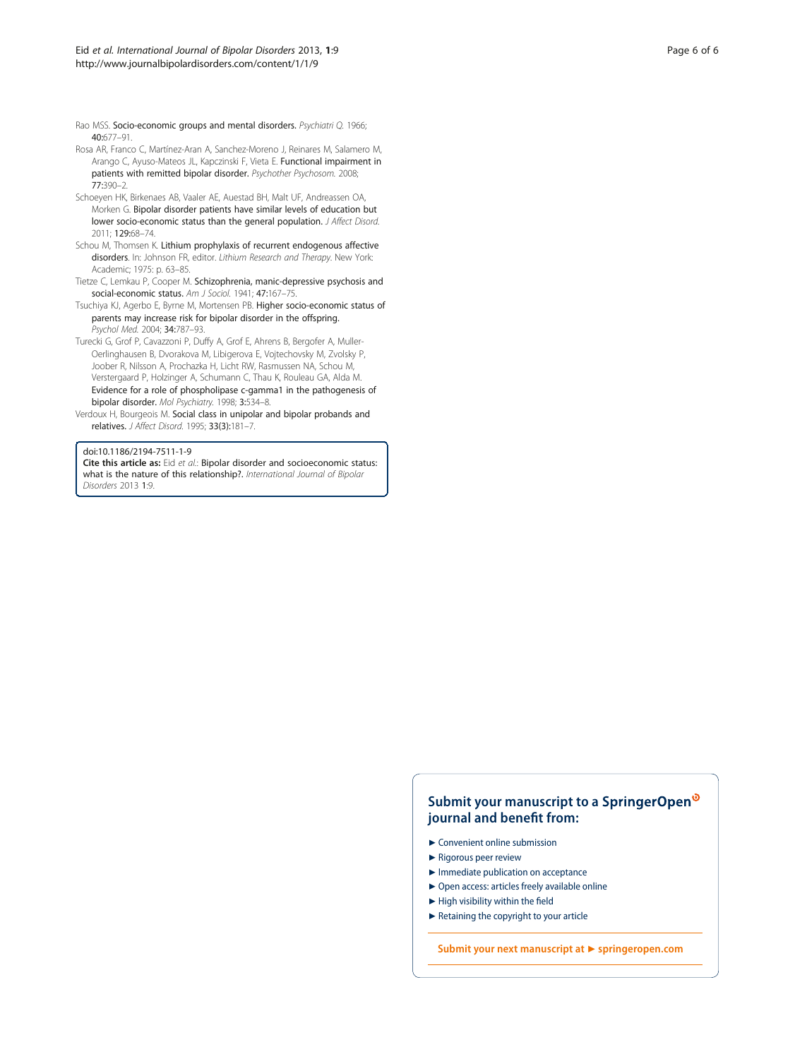Rao MSS. Socio-economic groups and mental disorders. *Psychiatri Q.* 1966; **40:**677–91.

Rosa AR, Franco C, Martínez-Aran A, Sanchez-Moreno J, Reinares M, Salamero M, Arango C, Ayuso-Mateos JL, Kapczinski F, Vieta E. Functional impairment in patients with remitted bipolar disorder. *Psychother Psychosom.* 2008; **77:**390–2.

Schoeyen HK, Birkenaes AB, Vaaler AE, Auestad BH, Malt UF, Andreassen OA, Morken G. Bipolar disorder patients have similar levels of education but lower socio-economic status than the general population. *J Affect Disord.* 2011; **129:**68–74.

Schou M, Thomsen K. Lithium prophylaxis of recurrent endogenous affective disorders. In: Johnson FR, editor. *Lithium Research and Therapy*. New York: Academic; 1975: p. 63–85.

Tietze C, Lemkau P, Cooper M. Schizophrenia, manic-depressive psychosis and social-economic status. *Am J Sociol.* 1941; **47:**167–75.

Tsuchiya KJ, Agerbo E, Byrne M, Mortensen PB. Higher socio-economic status of parents may increase risk for bipolar disorder in the offspring. *Psychol Med.* 2004; **34:**787–93.

Turecki G, Grof P, Cavazzoni P, Duffy A, Grof E, Ahrens B, Bergofer A, Muller-Oerlinghausen B, Dvorakova M, Libigerova E, Vojtechovsky M, Zvolsky P, Joober R, Nilsson A, Prochazka H, Licht RW, Rasmussen NA, Schou M, Verstergaard P, Holzinger A, Schumann C, Thau K, Rouleau GA, Alda M. Evidence for a role of phospholipase c-gamma1 in the pathogenesis of bipolar disorder. *Mol Psychiatry.* 1998; **3:**534–8.

Verdoux H, Bourgeois M. Social class in unipolar and bipolar probands and relatives. *J Affect Disord.* 1995; **33(3):**181–7.

doi:10.1186/2194-7511-1-9

**Cite this article as:** Eid *et al.*: Bipolar disorder and socioeconomic status: what is the nature of this relationship?. *International Journal of Bipolar Disorders* 2013 **1**:9.

**Submit your manuscript to a SpringerOpen journal and benefit from:**

- ► Convenient online submission
- ► Rigorous peer review
- ► Immediate publication on acceptance
- ► Open access: articles freely available online
- ► High visibility within the field
- ► Retaining the copyright to your article

**Submit your next manuscript at ► springeropen.com**